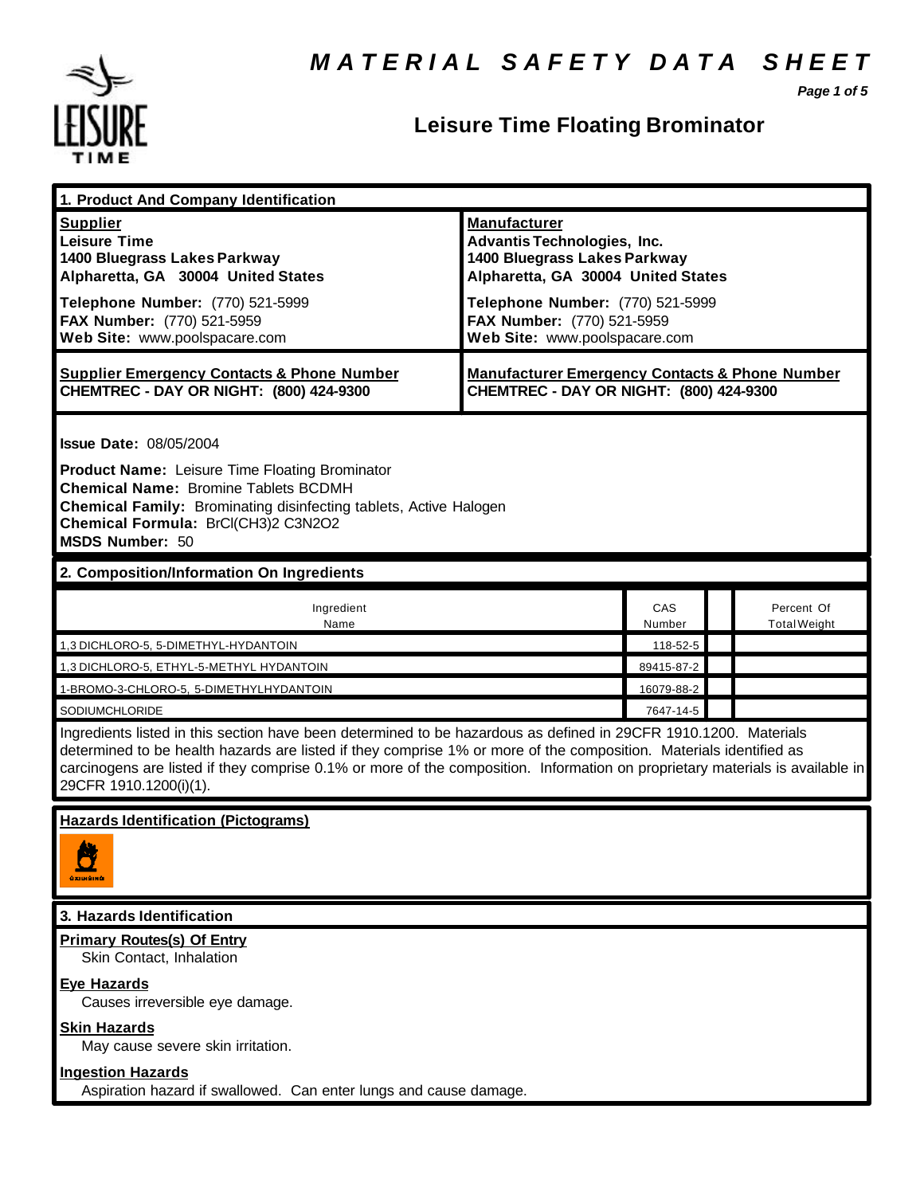# MATERIAL SAFETY DATA SHEET

## Leisure Time Floating Brominator

### 1. Product And Company Identification

| Supplier | Manufacturer |
|---|---|
| **Leisure Time**<br>**1400 Bluegrass Lakes Parkway**<br>**Alpharetta, GA 30004 United States** | **Advantis Technologies, Inc.**<br>**1400 Bluegrass Lakes Parkway**<br>**Alpharetta, GA 30004 United States** |
| **Telephone Number:** (770) 521-5999<br>**FAX Number:** (770) 521-5959<br>**Web Site:** www.poolspacare.com | **Telephone Number:** (770) 521-5999<br>**FAX Number:** (770) 521-5959<br>**Web Site:** www.poolspacare.com |
| **Supplier Emergency Contacts & Phone Number**<br>**CHEMTREC - DAY OR NIGHT: (800) 424-9300** | **Manufacturer Emergency Contacts & Phone Number**<br>**CHEMTREC - DAY OR NIGHT: (800) 424-9300** |

**Issue Date:** 08/05/2004

**Product Name:** Leisure Time Floating Brominator
**Chemical Name:** Bromine Tablets BCDMH
**Chemical Family:** Brominating disinfecting tablets, Active Halogen
**Chemical Formula:** BrCl(CH3)2 C3N2O2
**MSDS Number:** 50

### 2. Composition/Information On Ingredients

| Ingredient Name | CAS Number | | Percent Of Total Weight |
|---|---|---|---|
| 1,3 DICHLORO-5, 5-DIMETHYL-HYDANTOIN | 118-52-5 | | |
| 1,3 DICHLORO-5, ETHYL-5-METHYL HYDANTOIN | 89415-87-2 | | |
| 1-BROMO-3-CHLORO-5, 5-DIMETHYLHYDANTOIN | 16079-88-2 | | |
| SODIUMCHLORIDE | 7647-14-5 | | |

Ingredients listed in this section have been determined to be hazardous as defined in 29CFR 1910.1200. Materials determined to be health hazards are listed if they comprise 1% or more of the composition. Materials identified as carcinogens are listed if they comprise 0.1% or more of the composition. Information on proprietary materials is available in 29CFR 1910.1200(i)(1).

**Hazards Identification (Pictograms)**

### 3. Hazards Identification

**Primary Routes(s) Of Entry**
Skin Contact, Inhalation

**Eye Hazards**
Causes irreversible eye damage.

**Skin Hazards**
May cause severe skin irritation.

**Ingestion Hazards**
Aspiration hazard if swallowed. Can enter lungs and cause damage.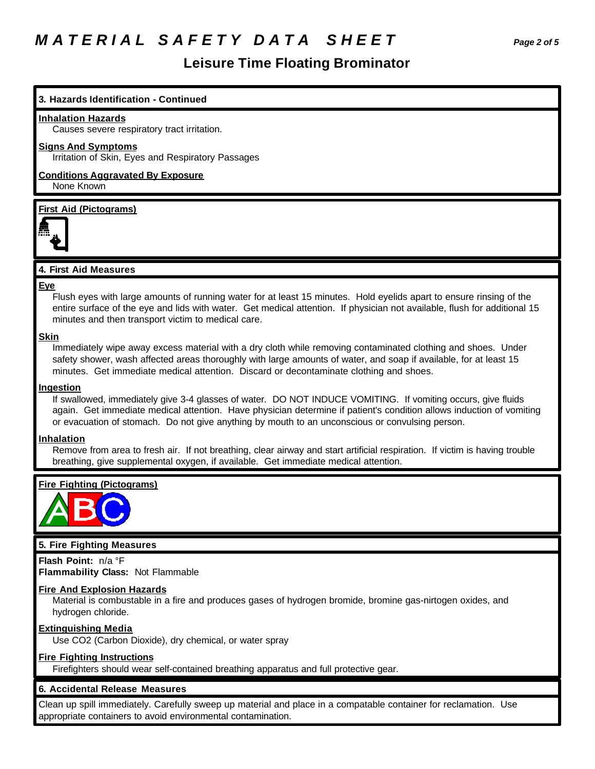# MATERIAL SAFETY DATA SHEET

## Leisure Time Floating Brominator

### 3. Hazards Identification - Continued

**Inhalation Hazards**

Causes severe respiratory tract irritation.

**Signs And Symptoms**

Irritation of Skin, Eyes and Respiratory Passages

**Conditions Aggravated By Exposure**

None Known

**First Aid (Pictograms)**

### 4. First Aid Measures

**Eye**

Flush eyes with large amounts of running water for at least 15 minutes. Hold eyelids apart to ensure rinsing of the entire surface of the eye and lids with water. Get medical attention. If physician not available, flush for additional 15 minutes and then transport victim to medical care.

**Skin**

Immediately wipe away excess material with a dry cloth while removing contaminated clothing and shoes. Under safety shower, wash affected areas thoroughly with large amounts of water, and soap if available, for at least 15 minutes. Get immediate medical attention. Discard or decontaminate clothing and shoes.

**Ingestion**

If swallowed, immediately give 3-4 glasses of water. DO NOT INDUCE VOMITING. If vomiting occurs, give fluids again. Get immediate medical attention. Have physician determine if patient's condition allows induction of vomiting or evacuation of stomach. Do not give anything by mouth to an unconscious or convulsing person.

**Inhalation**

Remove from area to fresh air. If not breathing, clear airway and start artificial respiration. If victim is having trouble breathing, give supplemental oxygen, if available. Get immediate medical attention.

**Fire Fighting (Pictograms)**

### 5. Fire Fighting Measures

**Flash Point:** n/a °F
**Flammability Class:** Not Flammable

**Fire And Explosion Hazards**

Material is combustable in a fire and produces gases of hydrogen bromide, bromine gas-nirtogen oxides, and hydrogen chloride.

**Extinguishing Media**

Use CO2 (Carbon Dioxide), dry chemical, or water spray

**Fire Fighting Instructions**

Firefighters should wear self-contained breathing apparatus and full protective gear.

### 6. Accidental Release Measures

Clean up spill immediately. Carefully sweep up material and place in a compatable container for reclamation. Use appropriate containers to avoid environmental contamination.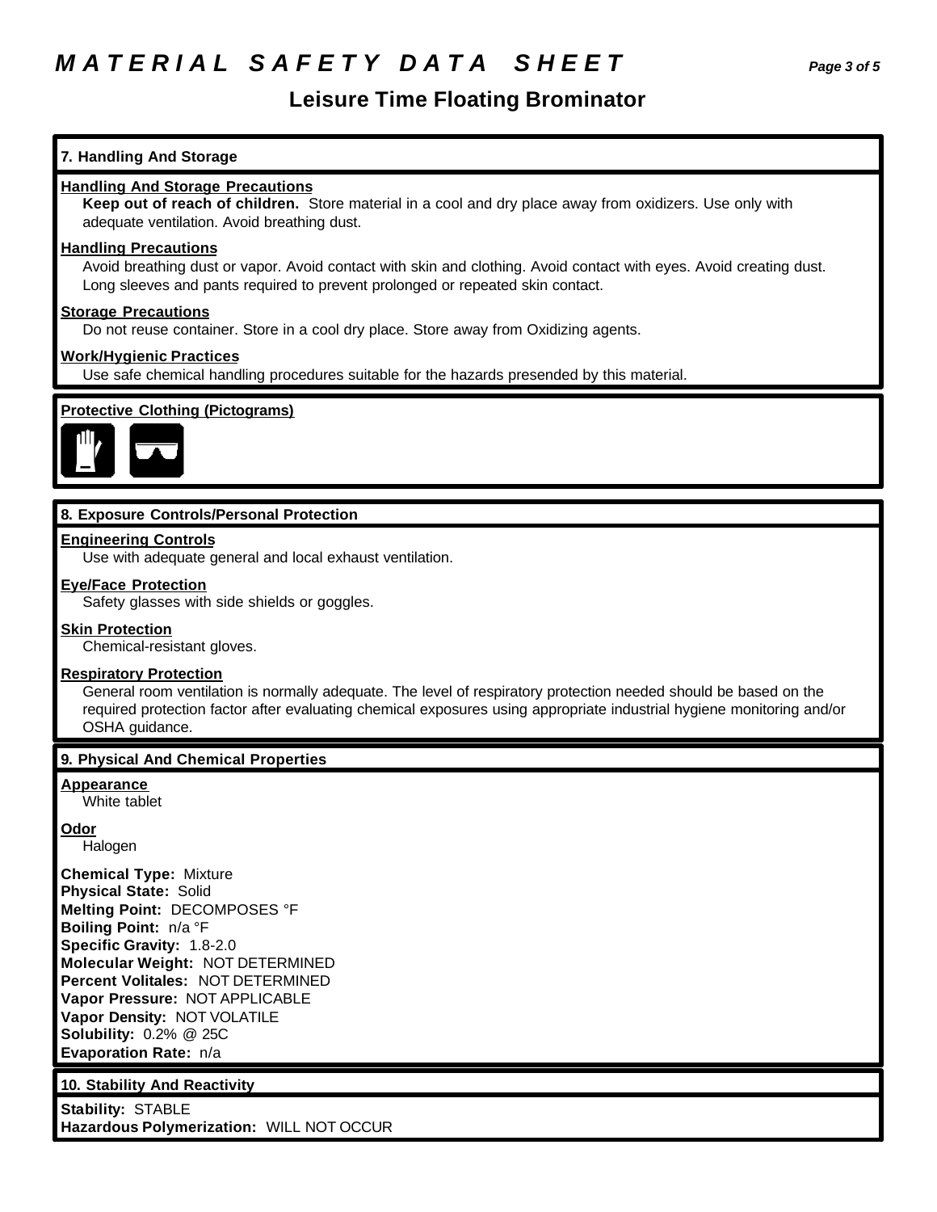# MATERIAL SAFETY DATA SHEET

## Leisure Time Floating Brominator

### 7. Handling And Storage

**Handling And Storage Precautions**

**Keep out of reach of children.** Store material in a cool and dry place away from oxidizers. Use only with adequate ventilation. Avoid breathing dust.

**Handling Precautions**

Avoid breathing dust or vapor. Avoid contact with skin and clothing. Avoid contact with eyes. Avoid creating dust. Long sleeves and pants required to prevent prolonged or repeated skin contact.

**Storage Precautions**

Do not reuse container. Store in a cool dry place. Store away from Oxidizing agents.

**Work/Hygienic Practices**

Use safe chemical handling procedures suitable for the hazards presended by this material.

**Protective Clothing (Pictograms)**

### 8. Exposure Controls/Personal Protection

**Engineering Controls**

Use with adequate general and local exhaust ventilation.

**Eye/Face Protection**

Safety glasses with side shields or goggles.

**Skin Protection**

Chemical-resistant gloves.

**Respiratory Protection**

General room ventilation is normally adequate. The level of respiratory protection needed should be based on the required protection factor after evaluating chemical exposures using appropriate industrial hygiene monitoring and/or OSHA guidance.

### 9. Physical And Chemical Properties

**Appearance**

White tablet

**Odor**

Halogen

**Chemical Type:** Mixture
**Physical State:** Solid
**Melting Point:** DECOMPOSES °F
**Boiling Point:** n/a °F
**Specific Gravity:** 1.8-2.0
**Molecular Weight:** NOT DETERMINED
**Percent Volitales:** NOT DETERMINED
**Vapor Pressure:** NOT APPLICABLE
**Vapor Density:** NOT VOLATILE
**Solubility:** 0.2% @ 25C
**Evaporation Rate:** n/a

### 10. Stability And Reactivity

**Stability:** STABLE
**Hazardous Polymerization:** WILL NOT OCCUR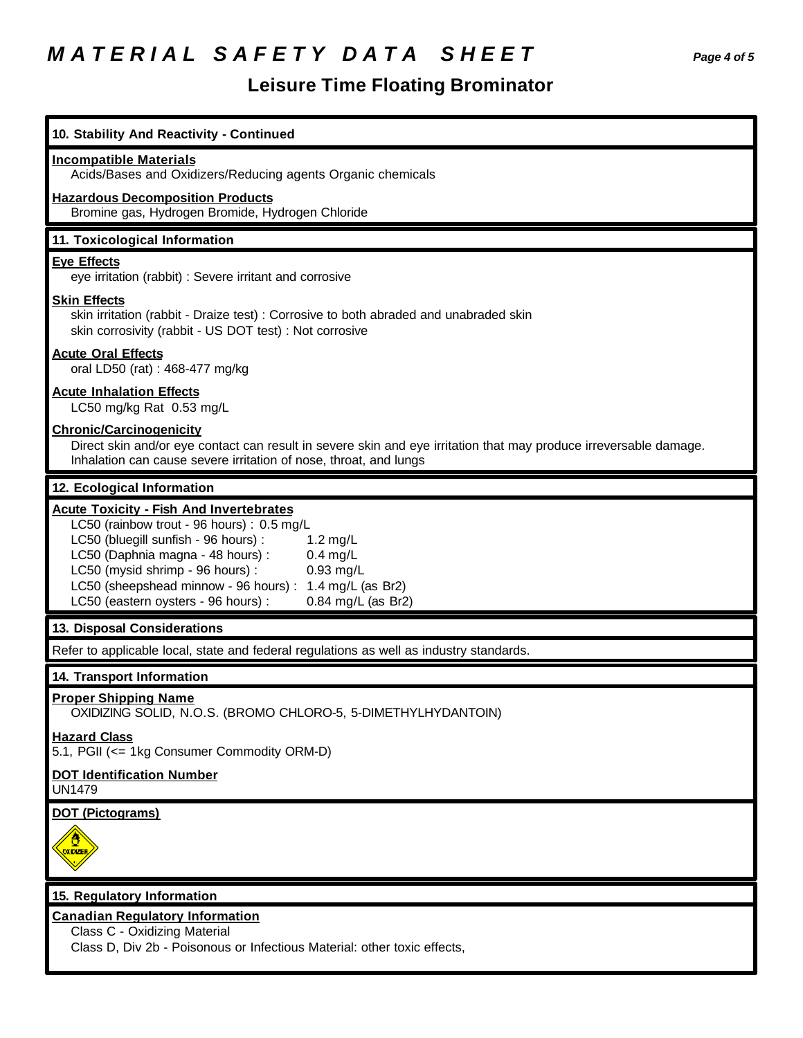# MATERIAL SAFETY DATA SHEET

## Leisure Time Floating Brominator

### 10. Stability And Reactivity - Continued

**Incompatible Materials**

Acids/Bases and Oxidizers/Reducing agents Organic chemicals

**Hazardous Decomposition Products**

Bromine gas, Hydrogen Bromide, Hydrogen Chloride

### 11. Toxicological Information

**Eye Effects**

eye irritation (rabbit) : Severe irritant and corrosive

**Skin Effects**

skin irritation (rabbit - Draize test) : Corrosive to both abraded and unabraded skin
skin corrosivity (rabbit - US DOT test) : Not corrosive

**Acute Oral Effects**

oral LD50 (rat) : 468-477 mg/kg

**Acute Inhalation Effects**

LC50 mg/kg Rat 0.53 mg/L

**Chronic/Carcinogenicity**

Direct skin and/or eye contact can result in severe skin and eye irritation that may produce irreversable damage.
Inhalation can cause severe irritation of nose, throat, and lungs

### 12. Ecological Information

**Acute Toxicity - Fish And Invertebrates**

| | |
|---|---|
| LC50 (rainbow trout - 96 hours) : | 0.5 mg/L |
| LC50 (bluegill sunfish - 96 hours) : | 1.2 mg/L |
| LC50 (Daphnia magna - 48 hours) : | 0.4 mg/L |
| LC50 (mysid shrimp - 96 hours) : | 0.93 mg/L |
| LC50 (sheepshead minnow - 96 hours) : | 1.4 mg/L (as Br2) |
| LC50 (eastern oysters - 96 hours) : | 0.84 mg/L (as Br2) |

### 13. Disposal Considerations

Refer to applicable local, state and federal regulations as well as industry standards.

### 14. Transport Information

**Proper Shipping Name**

OXIDIZING SOLID, N.O.S. (BROMO CHLORO-5, 5-DIMETHYLHYDANTOIN)

**Hazard Class**

5.1, PGII (<= 1kg Consumer Commodity ORM-D)

**DOT Identification Number**

UN1479

**DOT (Pictograms)**

OXIDIZER

### 15. Regulatory Information

**Canadian Regulatory Information**

Class C - Oxidizing Material
Class D, Div 2b - Poisonous or Infectious Material: other toxic effects,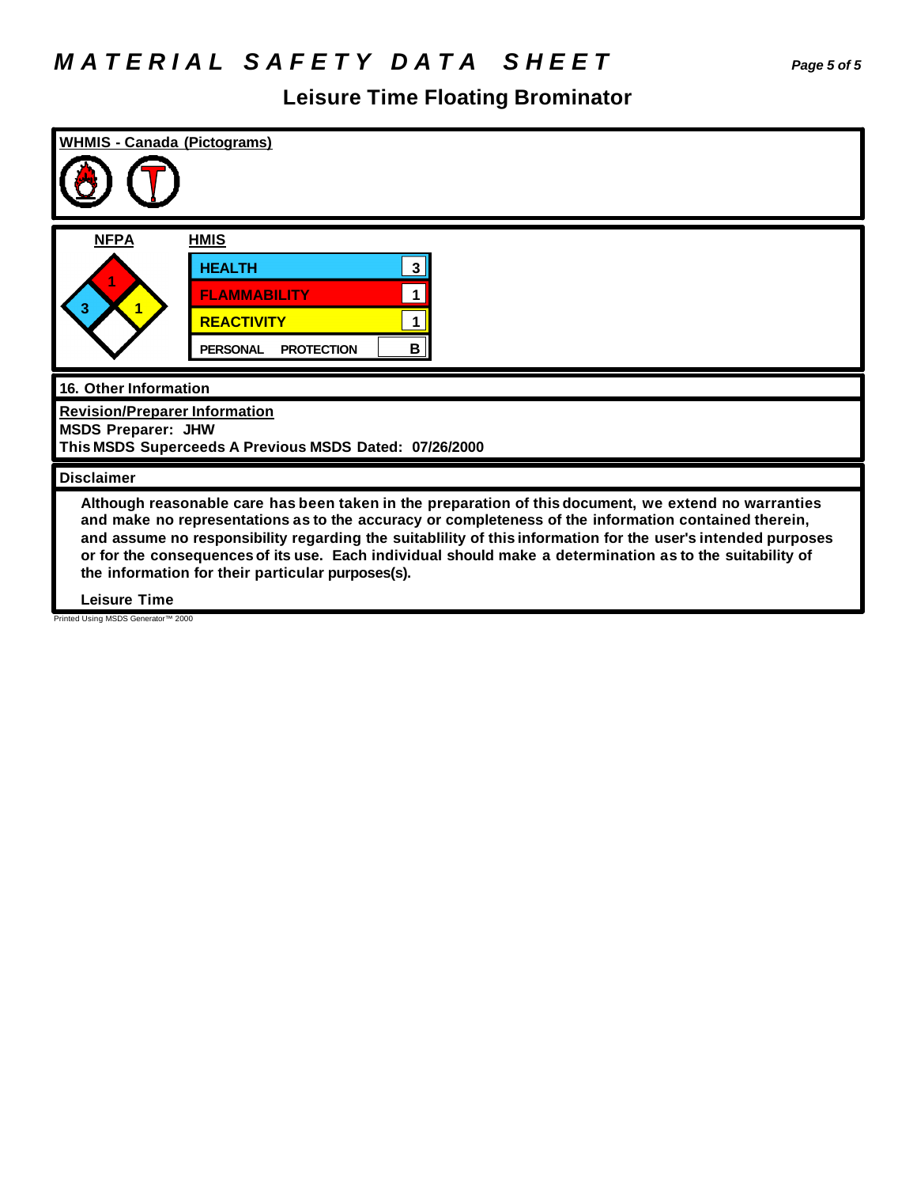**WHMIS - Canada (Pictograms)**

**NFPA**

1

3 1

**HMIS**

| | |
|---|---|
| HEALTH | 3 |
| FLAMMABILITY | 1 |
| REACTIVITY | 1 |
| PERSONAL PROTECTION | B |

## 16. Other Information

**Revision/Preparer Information**

**MSDS Preparer: JHW**

**This MSDS Superceeds A Previous MSDS Dated: 07/26/2000**

## Disclaimer

**Although reasonable care has been taken in the preparation of this document, we extend no warranties and make no representations as to the accuracy or completeness of the information contained therein, and assume no responsibility regarding the suitablility of this information for the user's intended purposes or for the consequences of its use. Each individual should make a determination as to the suitability of the information for their particular purposes(s).**

**Leisure Time**

Printed Using MSDS Generator™ 2000